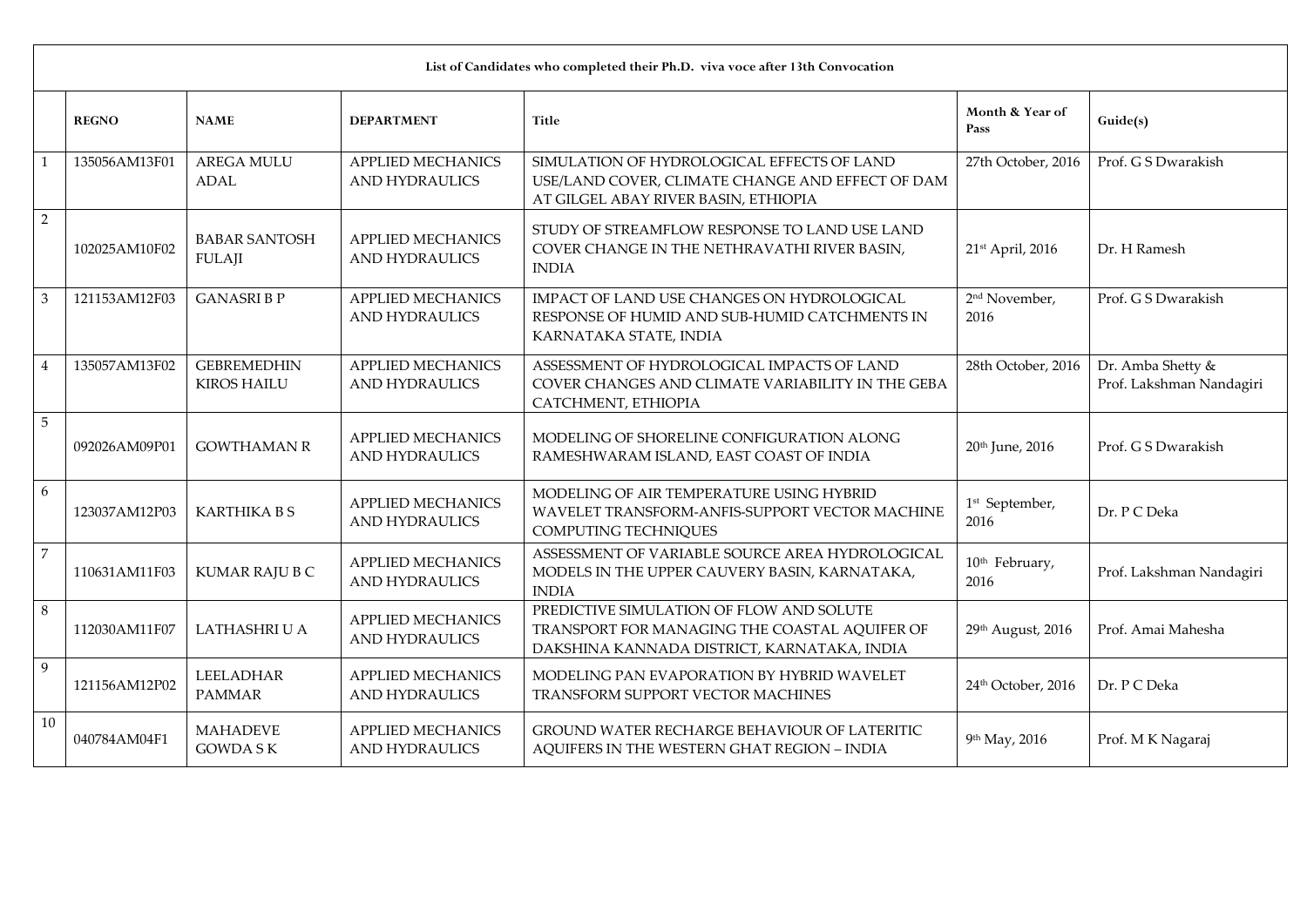**List of Candidates who completed their Ph.D. viva voce after 13th Convocation**

| | REGNO | NAME | DEPARTMENT | Title | Month & Year of Pass | Guide(s) |
|---|---|---|---|---|---|---|
| 1 | 135056AM13F01 | AREGA MULU ADAL | APPLIED MECHANICS AND HYDRAULICS | SIMULATION OF HYDROLOGICAL EFFECTS OF LAND USE/LAND COVER, CLIMATE CHANGE AND EFFECT OF DAM AT GILGEL ABAY RIVER BASIN, ETHIOPIA | 27th October, 2016 | Prof. G S Dwarakish |
| 2 | 102025AM10F02 | BABAR SANTOSH FULAJI | APPLIED MECHANICS AND HYDRAULICS | STUDY OF STREAMFLOW RESPONSE TO LAND USE LAND COVER CHANGE IN THE NETHRAVATHI RIVER BASIN, INDIA | 21st April, 2016 | Dr. H Ramesh |
| 3 | 121153AM12F03 | GANASRI B P | APPLIED MECHANICS AND HYDRAULICS | IMPACT OF LAND USE CHANGES ON HYDROLOGICAL RESPONSE OF HUMID AND SUB-HUMID CATCHMENTS IN KARNATAKA STATE, INDIA | 2nd November, 2016 | Prof. G S Dwarakish |
| 4 | 135057AM13F02 | GEBREMEDHIN KIROS HAILU | APPLIED MECHANICS AND HYDRAULICS | ASSESSMENT OF HYDROLOGICAL IMPACTS OF LAND COVER CHANGES AND CLIMATE VARIABILITY IN THE GEBA CATCHMENT, ETHIOPIA | 28th October, 2016 | Dr. Amba Shetty & Prof. Lakshman Nandagiri |
| 5 | 092026AM09P01 | GOWTHAMAN R | APPLIED MECHANICS AND HYDRAULICS | MODELING OF SHORELINE CONFIGURATION ALONG RAMESHWARAM ISLAND, EAST COAST OF INDIA | 20th June, 2016 | Prof. G S Dwarakish |
| 6 | 123037AM12P03 | KARTHIKA B S | APPLIED MECHANICS AND HYDRAULICS | MODELING OF AIR TEMPERATURE USING HYBRID WAVELET TRANSFORM-ANFIS-SUPPORT VECTOR MACHINE COMPUTING TECHNIQUES | 1st September, 2016 | Dr. P C Deka |
| 7 | 110631AM11F03 | KUMAR RAJU B C | APPLIED MECHANICS AND HYDRAULICS | ASSESSMENT OF VARIABLE SOURCE AREA HYDROLOGICAL MODELS IN THE UPPER CAUVERY BASIN, KARNATAKA, INDIA | 10th February, 2016 | Prof. Lakshman Nandagiri |
| 8 | 112030AM11F07 | LATHASHRI U A | APPLIED MECHANICS AND HYDRAULICS | PREDICTIVE SIMULATION OF FLOW AND SOLUTE TRANSPORT FOR MANAGING THE COASTAL AQUIFER OF DAKSHINA KANNADA DISTRICT, KARNATAKA, INDIA | 29th August, 2016 | Prof. Amai Mahesha |
| 9 | 121156AM12P02 | LEELADHAR PAMMAR | APPLIED MECHANICS AND HYDRAULICS | MODELING PAN EVAPORATION BY HYBRID WAVELET TRANSFORM SUPPORT VECTOR MACHINES | 24th October, 2016 | Dr. P C Deka |
| 10 | 040784AM04F1 | MAHADEVE GOWDA S K | APPLIED MECHANICS AND HYDRAULICS | GROUND WATER RECHARGE BEHAVIOUR OF LATERITIC AQUIFERS IN THE WESTERN GHAT REGION – INDIA | 9th May, 2016 | Prof. M K Nagaraj |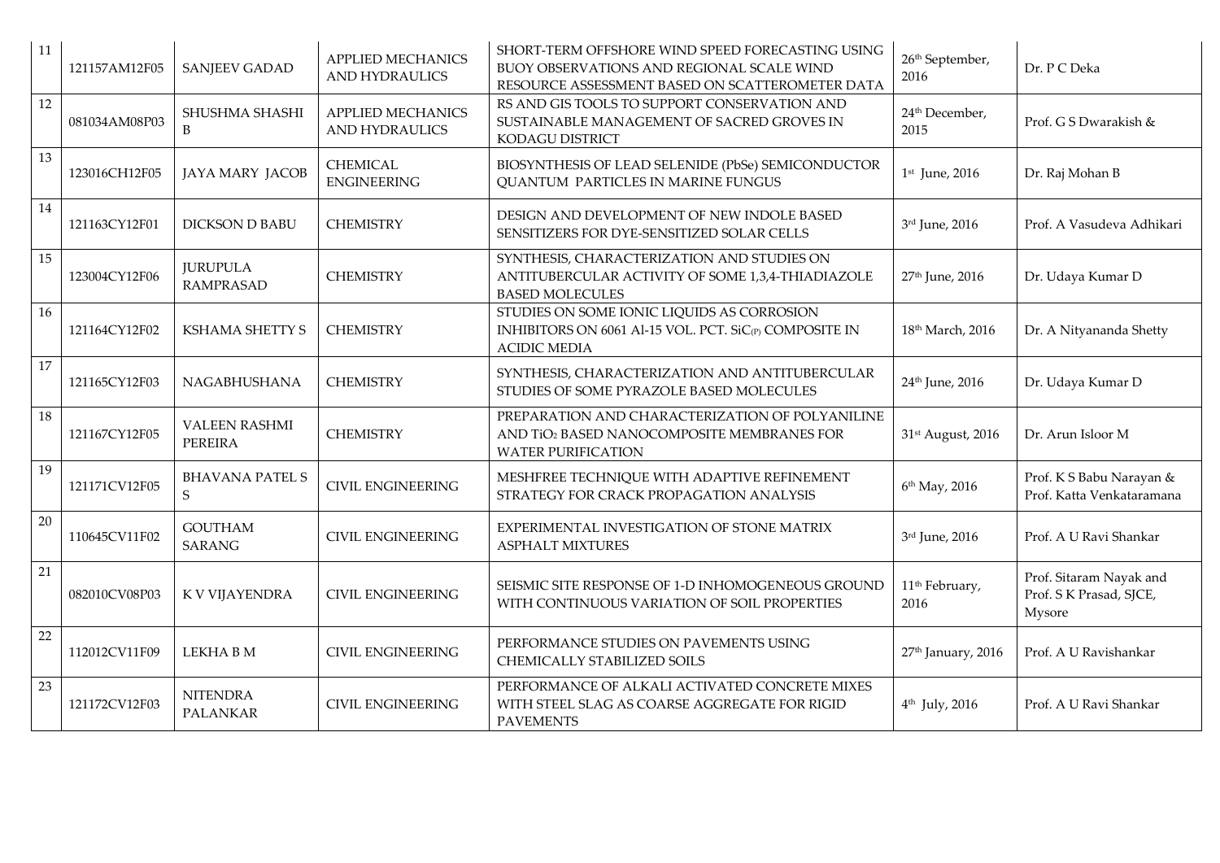| 11 | 121157AM12F05 | SANJEEV GADAD | APPLIED MECHANICS AND HYDRAULICS | SHORT-TERM OFFSHORE WIND SPEED FORECASTING USING BUOY OBSERVATIONS AND REGIONAL SCALE WIND RESOURCE ASSESSMENT BASED ON SCATTEROMETER DATA | 26th September, 2016 | Dr. P C Deka |
|---|---|---|---|---|---|---|
| 12 | 081034AM08P03 | SHUSHMA SHASHI B | APPLIED MECHANICS AND HYDRAULICS | RS AND GIS TOOLS TO SUPPORT CONSERVATION AND SUSTAINABLE MANAGEMENT OF SACRED GROVES IN KODAGU DISTRICT | 24th December, 2015 | Prof. G S Dwarakish & |
| 13 | 123016CH12F05 | JAYA MARY JACOB | CHEMICAL ENGINEERING | BIOSYNTHESIS OF LEAD SELENIDE (PbSe) SEMICONDUCTOR QUANTUM PARTICLES IN MARINE FUNGUS | 1st June, 2016 | Dr. Raj Mohan B |
| 14 | 121163CY12F01 | DICKSON D BABU | CHEMISTRY | DESIGN AND DEVELOPMENT OF NEW INDOLE BASED SENSITIZERS FOR DYE-SENSITIZED SOLAR CELLS | 3rd June, 2016 | Prof. A Vasudeva Adhikari |
| 15 | 123004CY12F06 | JURUPULA RAMPRASAD | CHEMISTRY | SYNTHESIS, CHARACTERIZATION AND STUDIES ON ANTITUBERCULAR ACTIVITY OF SOME 1,3,4-THIADIAZOLE BASED MOLECULES | 27th June, 2016 | Dr. Udaya Kumar D |
| 16 | 121164CY12F02 | KSHAMA SHETTY S | CHEMISTRY | STUDIES ON SOME IONIC LIQUIDS AS CORROSION INHIBITORS ON 6061 Al-15 VOL. PCT. $SiC_{(P)}$ COMPOSITE IN ACIDIC MEDIA | 18th March, 2016 | Dr. A Nityananda Shetty |
| 17 | 121165CY12F03 | NAGABHUSHANA | CHEMISTRY | SYNTHESIS, CHARACTERIZATION AND ANTITUBERCULAR STUDIES OF SOME PYRAZOLE BASED MOLECULES | 24th June, 2016 | Dr. Udaya Kumar D |
| 18 | 121167CY12F05 | VALEEN RASHMI PEREIRA | CHEMISTRY | PREPARATION AND CHARACTERIZATION OF POLYANILINE AND $TiO_2$ BASED NANOCOMPOSITE MEMBRANES FOR WATER PURIFICATION | 31st August, 2016 | Dr. Arun Isloor M |
| 19 | 121171CV12F05 | BHAVANA PATEL S S | CIVIL ENGINEERING | MESHFREE TECHNIQUE WITH ADAPTIVE REFINEMENT STRATEGY FOR CRACK PROPAGATION ANALYSIS | 6th May, 2016 | Prof. K S Babu Narayan & Prof. Katta Venkataramana |
| 20 | 110645CV11F02 | GOUTHAM SARANG | CIVIL ENGINEERING | EXPERIMENTAL INVESTIGATION OF STONE MATRIX ASPHALT MIXTURES | 3rd June, 2016 | Prof. A U Ravi Shankar |
| 21 | 082010CV08P03 | K V VIJAYENDRA | CIVIL ENGINEERING | SEISMIC SITE RESPONSE OF 1-D INHOMOGENEOUS GROUND WITH CONTINUOUS VARIATION OF SOIL PROPERTIES | 11th February, 2016 | Prof. Sitaram Nayak and Prof. S K Prasad, SJCE, Mysore |
| 22 | 112012CV11F09 | LEKHA B M | CIVIL ENGINEERING | PERFORMANCE STUDIES ON PAVEMENTS USING CHEMICALLY STABILIZED SOILS | 27th January, 2016 | Prof. A U Ravishankar |
| 23 | 121172CV12F03 | NITENDRA PALANKAR | CIVIL ENGINEERING | PERFORMANCE OF ALKALI ACTIVATED CONCRETE MIXES WITH STEEL SLAG AS COARSE AGGREGATE FOR RIGID PAVEMENTS | 4th July, 2016 | Prof. A U Ravi Shankar |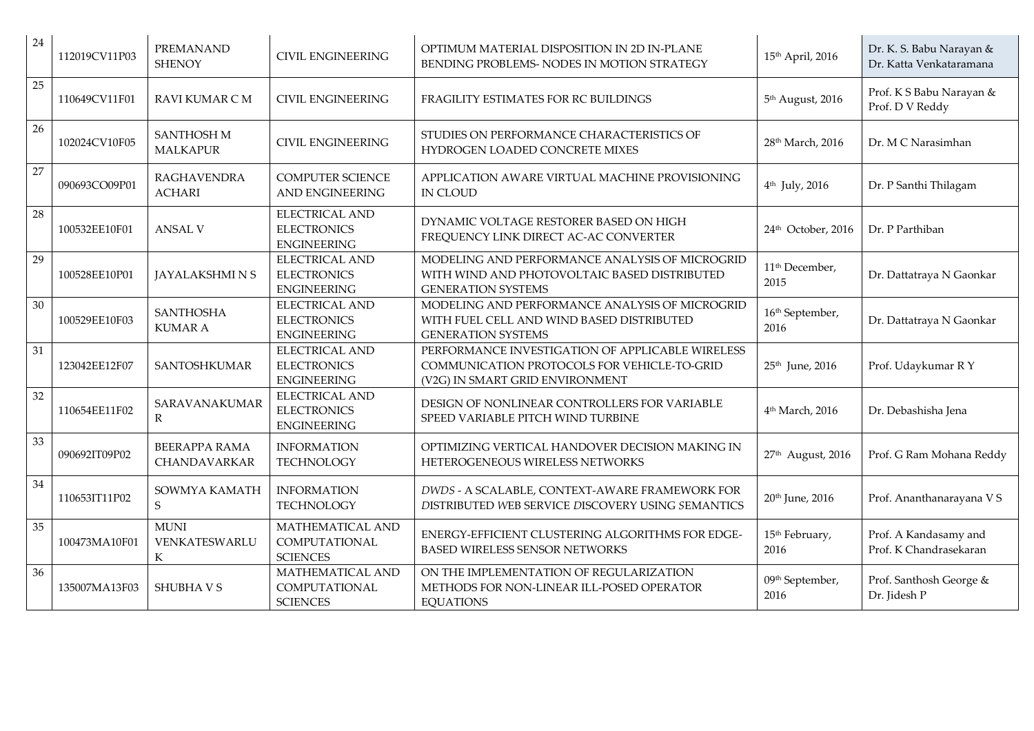| 24 | 112019CV11P03 | PREMANAND SHENOY | CIVIL ENGINEERING | OPTIMUM MATERIAL DISPOSITION IN 2D IN-PLANE BENDING PROBLEMS- NODES IN MOTION STRATEGY | 15th April, 2016 | Dr. K. S. Babu Narayan & Dr. Katta Venkataramana |
|---|---|---|---|---|---|---|
| 25 | 110649CV11F01 | RAVI KUMAR C M | CIVIL ENGINEERING | FRAGILITY ESTIMATES FOR RC BUILDINGS | 5th August, 2016 | Prof. K S Babu Narayan & Prof. D V Reddy |
| 26 | 102024CV10F05 | SANTHOSH M MALKAPUR | CIVIL ENGINEERING | STUDIES ON PERFORMANCE CHARACTERISTICS OF HYDROGEN LOADED CONCRETE MIXES | 28th March, 2016 | Dr. M C Narasimhan |
| 27 | 090693CO09P01 | RAGHAVENDRA ACHARI | COMPUTER SCIENCE AND ENGINEERING | APPLICATION AWARE VIRTUAL MACHINE PROVISIONING IN CLOUD | 4th July, 2016 | Dr. P Santhi Thilagam |
| 28 | 100532EE10F01 | ANSAL V | ELECTRICAL AND ELECTRONICS ENGINEERING | DYNAMIC VOLTAGE RESTORER BASED ON HIGH FREQUENCY LINK DIRECT AC-AC CONVERTER | 24th October, 2016 | Dr. P Parthiban |
| 29 | 100528EE10P01 | JAYALAKSHMI N S | ELECTRICAL AND ELECTRONICS ENGINEERING | MODELING AND PERFORMANCE ANALYSIS OF MICROGRID WITH WIND AND PHOTOVOLTAIC BASED DISTRIBUTED GENERATION SYSTEMS | 11th December, 2015 | Dr. Dattatraya N Gaonkar |
| 30 | 100529EE10F03 | SANTHOSHA KUMAR A | ELECTRICAL AND ELECTRONICS ENGINEERING | MODELING AND PERFORMANCE ANALYSIS OF MICROGRID WITH FUEL CELL AND WIND BASED DISTRIBUTED GENERATION SYSTEMS | 16th September, 2016 | Dr. Dattatraya N Gaonkar |
| 31 | 123042EE12F07 | SANTOSHKUMAR | ELECTRICAL AND ELECTRONICS ENGINEERING | PERFORMANCE INVESTIGATION OF APPLICABLE WIRELESS COMMUNICATION PROTOCOLS FOR VEHICLE-TO-GRID (V2G) IN SMART GRID ENVIRONMENT | 25th June, 2016 | Prof. Udaykumar R Y |
| 32 | 110654EE11F02 | SARAVANAKUMAR R | ELECTRICAL AND ELECTRONICS ENGINEERING | DESIGN OF NONLINEAR CONTROLLERS FOR VARIABLE SPEED VARIABLE PITCH WIND TURBINE | 4th March, 2016 | Dr. Debashisha Jena |
| 33 | 090692IT09P02 | BEERAPPA RAMA CHANDAVARKAR | INFORMATION TECHNOLOGY | OPTIMIZING VERTICAL HANDOVER DECISION MAKING IN HETEROGENEOUS WIRELESS NETWORKS | 27th August, 2016 | Prof. G Ram Mohana Reddy |
| 34 | 110653IT11P02 | SOWMYA KAMATH S | INFORMATION TECHNOLOGY | *DWDS* - A SCALABLE, CONTEXT-AWARE FRAMEWORK FOR *D*ISTRIBUTED *W*EB SERVICE *D*ISCOVERY USING *S*EMANTICS | 20th June, 2016 | Prof. Ananthanarayana V S |
| 35 | 100473MA10F01 | MUNI VENKATESWARLU K | MATHEMATICAL AND COMPUTATIONAL SCIENCES | ENERGY-EFFICIENT CLUSTERING ALGORITHMS FOR EDGE-BASED WIRELESS SENSOR NETWORKS | 15th February, 2016 | Prof. A Kandasamy and Prof. K Chandrasekaran |
| 36 | 135007MA13F03 | SHUBHA V S | MATHEMATICAL AND COMPUTATIONAL SCIENCES | ON THE IMPLEMENTATION OF REGULARIZATION METHODS FOR NON-LINEAR ILL-POSED OPERATOR EQUATIONS | 09th September, 2016 | Prof. Santhosh George & Dr. Jidesh P |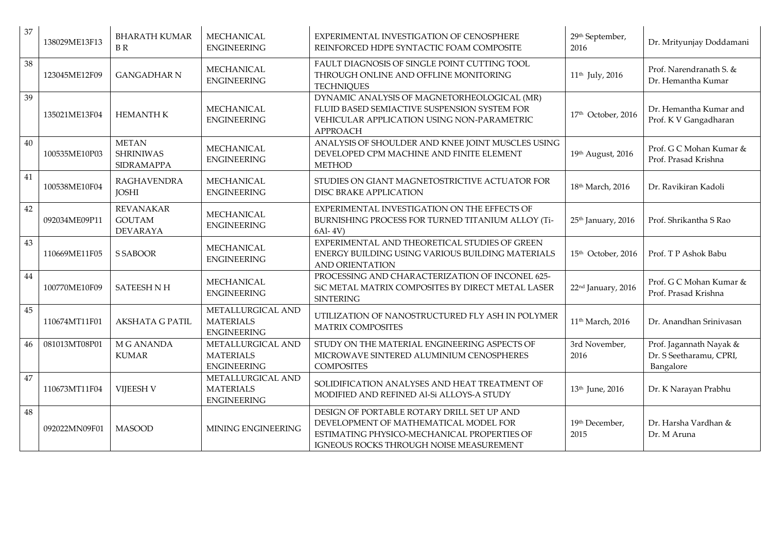| 37 | 138029ME13F13 | BHARATH KUMAR B R | MECHANICAL ENGINEERING | EXPERIMENTAL INVESTIGATION OF CENOSPHERE REINFORCED HDPE SYNTACTIC FOAM COMPOSITE | 29th September, 2016 | Dr. Mrityunjay Doddamani |
|---|---|---|---|---|---|---|
| 38 | 123045ME12F09 | GANGADHAR N | MECHANICAL ENGINEERING | FAULT DIAGNOSIS OF SINGLE POINT CUTTING TOOL THROUGH ONLINE AND OFFLINE MONITORING TECHNIQUES | 11th July, 2016 | Prof. Narendranath S. & Dr. Hemantha Kumar |
| 39 | 135021ME13F04 | HEMANTH K | MECHANICAL ENGINEERING | DYNAMIC ANALYSIS OF MAGNETORHEOLOGICAL (MR) FLUID BASED SEMIACTIVE SUSPENSION SYSTEM FOR VEHICULAR APPLICATION USING NON-PARAMETRIC APPROACH | 17th October, 2016 | Dr. Hemantha Kumar and Prof. K V Gangadharan |
| 40 | 100535ME10P03 | METAN SHRINIWAS SIDRAMAPPA | MECHANICAL ENGINEERING | ANALYSIS OF SHOULDER AND KNEE JOINT MUSCLES USING DEVELOPED CPM MACHINE AND FINITE ELEMENT METHOD | 19th August, 2016 | Prof. G C Mohan Kumar & Prof. Prasad Krishna |
| 41 | 100538ME10F04 | RAGHAVENDRA JOSHI | MECHANICAL ENGINEERING | STUDIES ON GIANT MAGNETOSTRICTIVE ACTUATOR FOR DISC BRAKE APPLICATION | 18th March, 2016 | Dr. Ravikiran Kadoli |
| 42 | 092034ME09P11 | REVANAKAR GOUTAM DEVARAYA | MECHANICAL ENGINEERING | EXPERIMENTAL INVESTIGATION ON THE EFFECTS OF BURNISHING PROCESS FOR TURNED TITANIUM ALLOY (Ti-6Al- 4V) | 25th January, 2016 | Prof. Shrikantha S Rao |
| 43 | 110669ME11F05 | S SABOOR | MECHANICAL ENGINEERING | EXPERIMENTAL AND THEORETICAL STUDIES OF GREEN ENERGY BUILDING USING VARIOUS BUILDING MATERIALS AND ORIENTATION | 15th October, 2016 | Prof. T P Ashok Babu |
| 44 | 100770ME10F09 | SATEESH N H | MECHANICAL ENGINEERING | PROCESSING AND CHARACTERIZATION OF INCONEL 625-SiC METAL MATRIX COMPOSITES BY DIRECT METAL LASER SINTERING | 22nd January, 2016 | Prof. G C Mohan Kumar & Prof. Prasad Krishna |
| 45 | 110674MT11F01 | AKSHATA G PATIL | METALLURGICAL AND MATERIALS ENGINEERING | UTILIZATION OF NANOSTRUCTURED FLY ASH IN POLYMER MATRIX COMPOSITES | 11th March, 2016 | Dr. Anandhan Srinivasan |
| 46 | 081013MT08P01 | M G ANANDA KUMAR | METALLURGICAL AND MATERIALS ENGINEERING | STUDY ON THE MATERIAL ENGINEERING ASPECTS OF MICROWAVE SINTERED ALUMINIUM CENOSPHERES COMPOSITES | 3rd November, 2016 | Prof. Jagannath Nayak & Dr. S Seetharamu, CPRI, Bangalore |
| 47 | 110673MT11F04 | VIJEESH V | METALLURGICAL AND MATERIALS ENGINEERING | SOLIDIFICATION ANALYSES AND HEAT TREATMENT OF MODIFIED AND REFINED Al-Si ALLOYS-A STUDY | 13th June, 2016 | Dr. K Narayan Prabhu |
| 48 | 092022MN09F01 | MASOOD | MINING ENGINEERING | DESIGN OF PORTABLE ROTARY DRILL SET UP AND DEVELOPMENT OF MATHEMATICAL MODEL FOR ESTIMATING PHYSICO-MECHANICAL PROPERTIES OF IGNEOUS ROCKS THROUGH NOISE MEASUREMENT | 19th December, 2015 | Dr. Harsha Vardhan & Dr. M Aruna |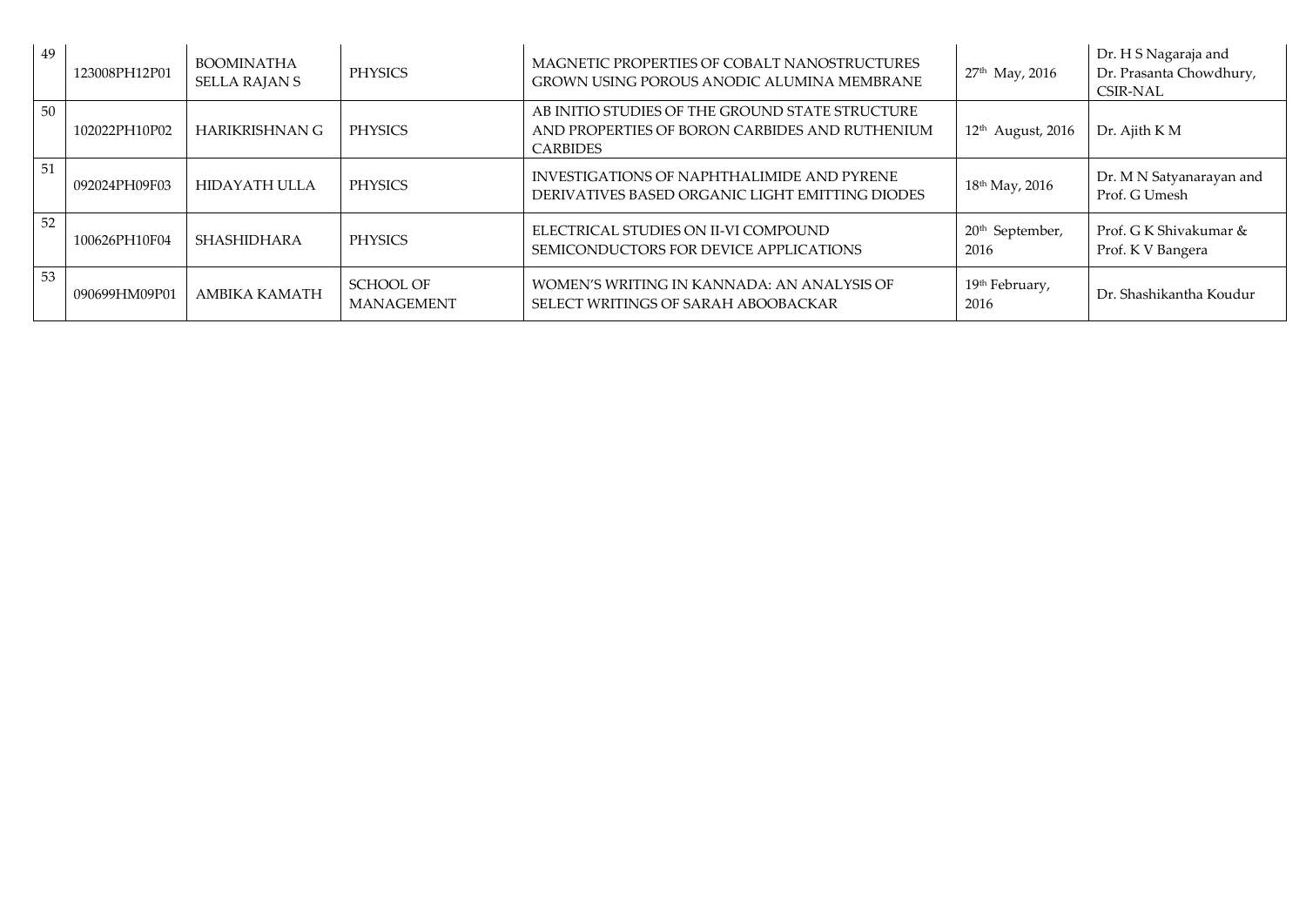| | | | | | | |
|---|---|---|---|---|---|---|
| 49 | 123008PH12P01 | BOOMINATHA SELLA RAJAN S | PHYSICS | MAGNETIC PROPERTIES OF COBALT NANOSTRUCTURES GROWN USING POROUS ANODIC ALUMINA MEMBRANE | 27th May, 2016 | Dr. H S Nagaraja and Dr. Prasanta Chowdhury, CSIR-NAL |
| 50 | 102022PH10P02 | HARIKRISHNAN G | PHYSICS | AB INITIO STUDIES OF THE GROUND STATE STRUCTURE AND PROPERTIES OF BORON CARBIDES AND RUTHENIUM CARBIDES | 12th August, 2016 | Dr. Ajith K M |
| 51 | 092024PH09F03 | HIDAYATH ULLA | PHYSICS | INVESTIGATIONS OF NAPHTHALIMIDE AND PYRENE DERIVATIVES BASED ORGANIC LIGHT EMITTING DIODES | 18th May, 2016 | Dr. M N Satyanarayan and Prof. G Umesh |
| 52 | 100626PH10F04 | SHASHIDHARA | PHYSICS | ELECTRICAL STUDIES ON II-VI COMPOUND SEMICONDUCTORS FOR DEVICE APPLICATIONS | 20th September, 2016 | Prof. G K Shivakumar & Prof. K V Bangera |
| 53 | 090699HM09P01 | AMBIKA KAMATH | SCHOOL OF MANAGEMENT | WOMEN'S WRITING IN KANNADA: AN ANALYSIS OF SELECT WRITINGS OF SARAH ABOOBACKAR | 19th February, 2016 | Dr. Shashikantha Koudur |